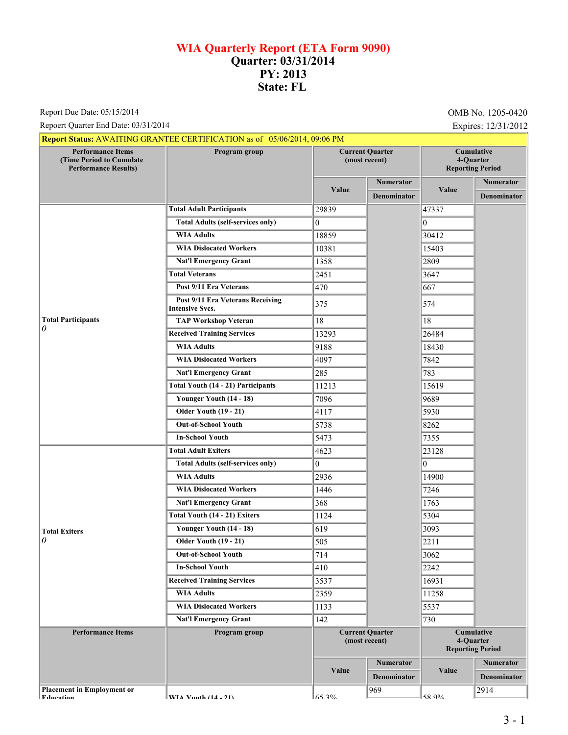# WIA Quarterly Report (ETA Form 9090)
# Quarter: 03/31/2014
# PY: 2013
# State: FL

Report Due Date: 05/15/2014 — OMB No. 1205-0420

Repoert Quarter End Date: 03/31/2014 — Expires: 12/31/2012

**Report Status:** AWAITING GRANTEE CERTIFICATION as of 05/06/2014, 09:06 PM

| Performance Items (Time Period to Cumulate Performance Results) | Program group | Current Quarter (most recent) | | Cumulative 4-Quarter Reporting Period | |
|---|---|---|---|---|---|
| | | Value | Numerator / Denominator | Value | Numerator / Denominator |
| Total Participants *0* | **Total Adult Participants** | 29839 | | 47337 | |
| | **Total Adults (self-services only)** | 0 | | 0 | |
| | **WIA Adults** | 18859 | | 30412 | |
| | **WIA Dislocated Workers** | 10381 | | 15403 | |
| | **Nat'l Emergency Grant** | 1358 | | 2809 | |
| | **Total Veterans** | 2451 | | 3647 | |
| | **Post 9/11 Era Veterans** | 470 | | 667 | |
| | **Post 9/11 Era Veterans Receiving Intensive Svcs.** | 375 | | 574 | |
| | **TAP Workshop Veteran** | 18 | | 18 | |
| | **Received Training Services** | 13293 | | 26484 | |
| | **WIA Adults** | 9188 | | 18430 | |
| | **WIA Dislocated Workers** | 4097 | | 7842 | |
| | **Nat'l Emergency Grant** | 285 | | 783 | |
| | **Total Youth (14 - 21) Participants** | 11213 | | 15619 | |
| | **Younger Youth (14 - 18)** | 7096 | | 9689 | |
| | **Older Youth (19 - 21)** | 4117 | | 5930 | |
| | **Out-of-School Youth** | 5738 | | 8262 | |
| | **In-School Youth** | 5473 | | 7355 | |
| Total Exiters *0* | **Total Adult Exiters** | 4623 | | 23128 | |
| | **Total Adults (self-services only)** | 0 | | 0 | |
| | **WIA Adults** | 2936 | | 14900 | |
| | **WIA Dislocated Workers** | 1446 | | 7246 | |
| | **Nat'l Emergency Grant** | 368 | | 1763 | |
| | **Total Youth (14 - 21) Exiters** | 1124 | | 5304 | |
| | **Younger Youth (14 - 18)** | 619 | | 3093 | |
| | **Older Youth (19 - 21)** | 505 | | 2211 | |
| | **Out-of-School Youth** | 714 | | 3062 | |
| | **In-School Youth** | 410 | | 2242 | |
| | **Received Training Services** | 3537 | | 16931 | |
| | **WIA Adults** | 2359 | | 11258 | |
| | **WIA Dislocated Workers** | 1133 | | 5537 | |
| | **Nat'l Emergency Grant** | 142 | | 730 | |

| Performance Items | Program group | Current Quarter (most recent) | | Cumulative 4-Quarter Reporting Period | |
|---|---|---|---|---|---|
| | | Value | Numerator / Denominator | Value | Numerator / Denominator |
| Placement in Employment or Education | WIA Youth (14 - 21) | 65.3% | 969 | 58.9% | 2914 |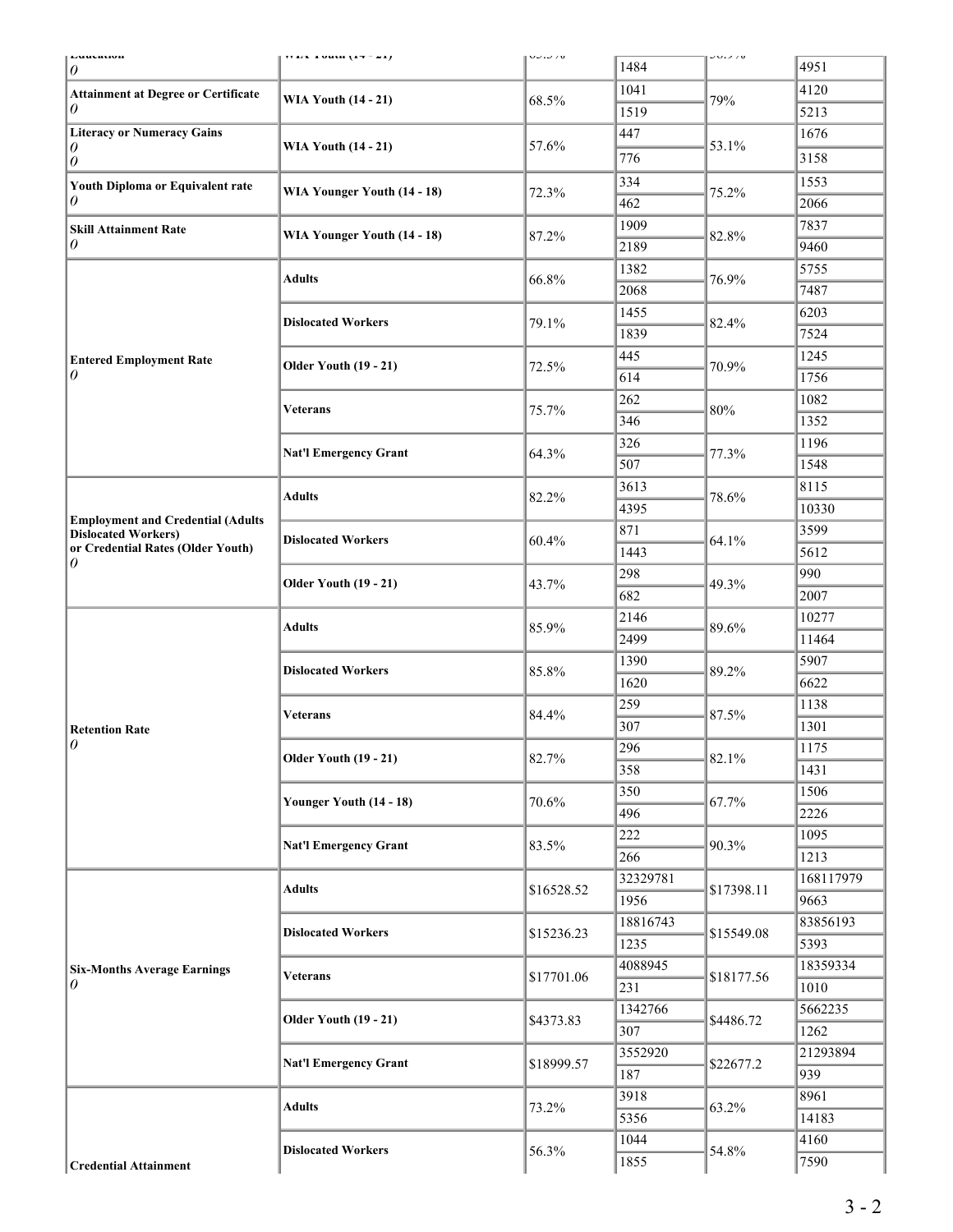| | | | | | |
|---|---|---|---|---|---|
| Education<br>0 | WIA Youth (14 - 21) | 65.5% | 1484 | 56.9% | 4951 |
| **Attainment at Degree or Certificate**<br>0 | **WIA Youth (14 - 21)** | 68.5% | 1041 | 79% | 4120 |
| | | | 1519 | | 5213 |
| **Literacy or Numeracy Gains**<br>0<br>0 | **WIA Youth (14 - 21)** | 57.6% | 447 | 53.1% | 1676 |
| | | | 776 | | 3158 |
| **Youth Diploma or Equivalent rate**<br>0 | **WIA Younger Youth (14 - 18)** | 72.3% | 334 | 75.2% | 1553 |
| | | | 462 | | 2066 |
| **Skill Attainment Rate**<br>0 | **WIA Younger Youth (14 - 18)** | 87.2% | 1909 | 82.8% | 7837 |
| | | | 2189 | | 9460 |
| **Entered Employment Rate**<br>0 | **Adults** | 66.8% | 1382 | 76.9% | 5755 |
| | | | 2068 | | 7487 |
| | **Dislocated Workers** | 79.1% | 1455 | 82.4% | 6203 |
| | | | 1839 | | 7524 |
| | **Older Youth (19 - 21)** | 72.5% | 445 | 70.9% | 1245 |
| | | | 614 | | 1756 |
| | **Veterans** | 75.7% | 262 | 80% | 1082 |
| | | | 346 | | 1352 |
| | **Nat'l Emergency Grant** | 64.3% | 326 | 77.3% | 1196 |
| | | | 507 | | 1548 |
| **Employment and Credential (Adults Dislocated Workers) or Credential Rates (Older Youth)**<br>0 | **Adults** | 82.2% | 3613 | 78.6% | 8115 |
| | | | 4395 | | 10330 |
| | **Dislocated Workers** | 60.4% | 871 | 64.1% | 3599 |
| | | | 1443 | | 5612 |
| | **Older Youth (19 - 21)** | 43.7% | 298 | 49.3% | 990 |
| | | | 682 | | 2007 |
| **Retention Rate**<br>0 | **Adults** | 85.9% | 2146 | 89.6% | 10277 |
| | | | 2499 | | 11464 |
| | **Dislocated Workers** | 85.8% | 1390 | 89.2% | 5907 |
| | | | 1620 | | 6622 |
| | **Veterans** | 84.4% | 259 | 87.5% | 1138 |
| | | | 307 | | 1301 |
| | **Older Youth (19 - 21)** | 82.7% | 296 | 82.1% | 1175 |
| | | | 358 | | 1431 |
| | **Younger Youth (14 - 18)** | 70.6% | 350 | 67.7% | 1506 |
| | | | 496 | | 2226 |
| | **Nat'l Emergency Grant** | 83.5% | 222 | 90.3% | 1095 |
| | | | 266 | | 1213 |
| **Six-Months Average Earnings**<br>0 | **Adults** | $16528.52 | 32329781 | $17398.11 | 168117979 |
| | | | 1956 | | 9663 |
| | **Dislocated Workers** | $15236.23 | 18816743 | $15549.08 | 83856193 |
| | | | 1235 | | 5393 |
| | **Veterans** | $17701.06 | 4088945 | $18177.56 | 18359334 |
| | | | 231 | | 1010 |
| | **Older Youth (19 - 21)** | $4373.83 | 1342766 | $4486.72 | 5662235 |
| | | | 307 | | 1262 |
| | **Nat'l Emergency Grant** | $18999.57 | 3552920 | $22677.2 | 21293894 |
| | | | 187 | | 939 |
| **Credential Attainment** | **Adults** | 73.2% | 3918 | 63.2% | 8961 |
| | | | 5356 | | 14183 |
| | **Dislocated Workers** | 56.3% | 1044 | 54.8% | 4160 |
| | | | 1855 | | 7590 |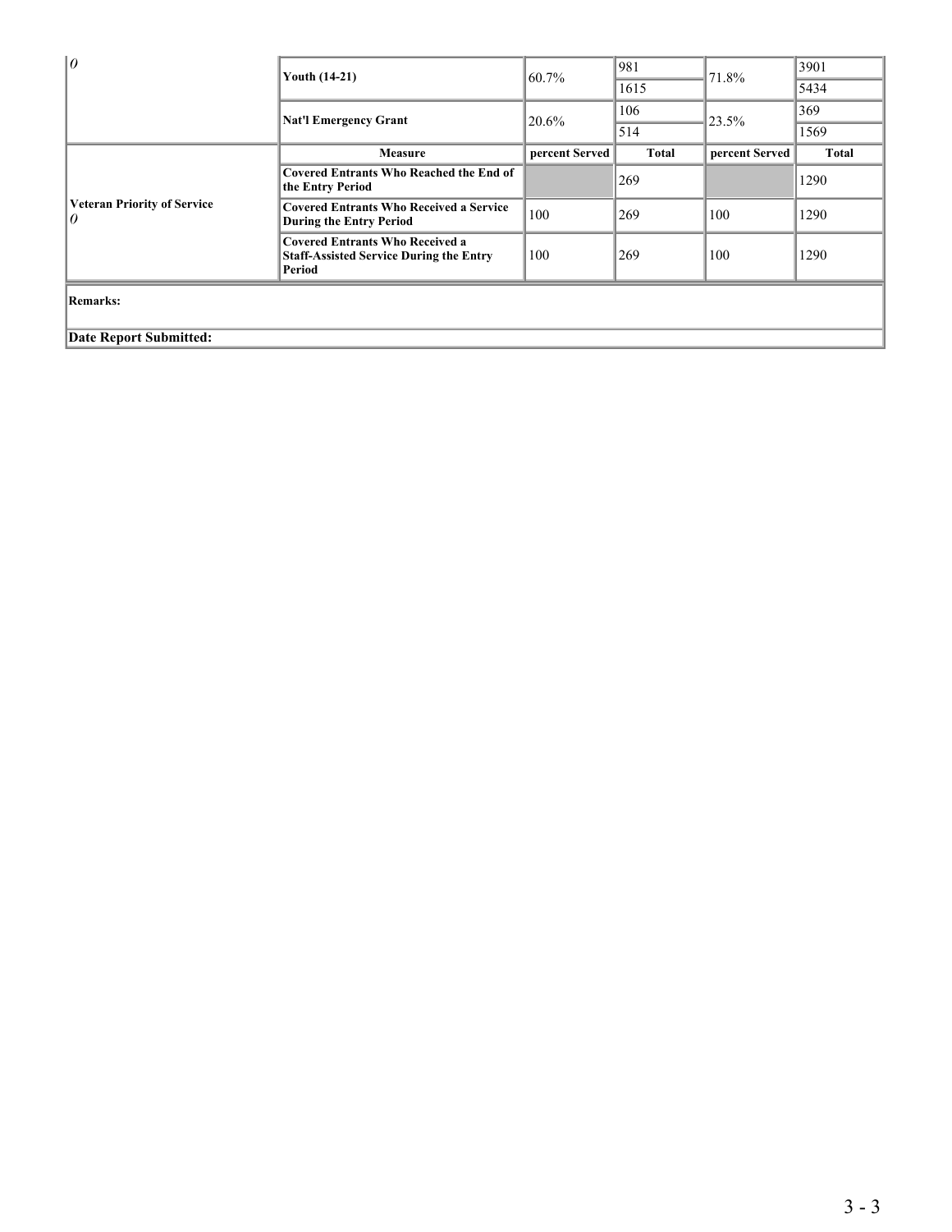| | | | | | |
|---|---|---|---|---|---|
| *0* | **Youth (14-21)** | 60.7% | 981 | 71.8% | 3901 |
| | | | 1615 | | 5434 |
| | **Nat'l Emergency Grant** | 20.6% | 106 | 23.5% | 369 |
| | | | 514 | | 1569 |
| **Veteran Priority of Service** *0* | **Measure** | **percent Served** | **Total** | **percent Served** | **Total** |
| | **Covered Entrants Who Reached the End of the Entry Period** | | 269 | | 1290 |
| | **Covered Entrants Who Received a Service During the Entry Period** | 100 | 269 | 100 | 1290 |
| | **Covered Entrants Who Received a Staff-Assisted Service During the Entry Period** | 100 | 269 | 100 | 1290 |

**Remarks:**

**Date Report Submitted:**